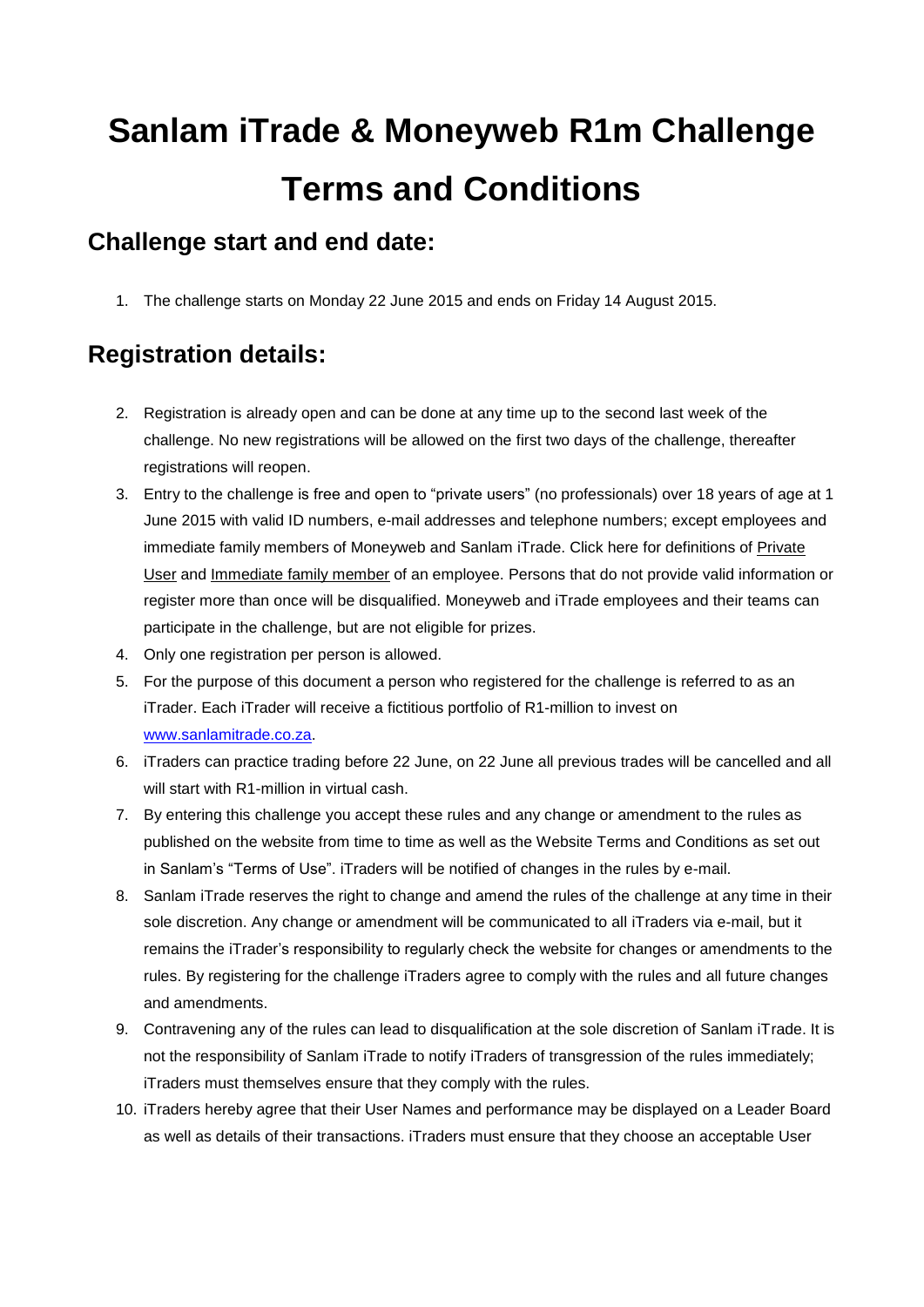# Sanlam iTrade & Moneyweb R1m Challenge Terms and Conditions

## Challenge start and end date:

1. The challenge starts on Monday 22 June 2015 and ends on Friday 14 August 2015.

## Registration details:

2. Registration is already open and can be done at any time up to the second last week of the challenge. No new registrations will be allowed on the first two days of the challenge, thereafter registrations will reopen.
3. Entry to the challenge is free and open to "private users" (no professionals) over 18 years of age at 1 June 2015 with valid ID numbers, e-mail addresses and telephone numbers; except employees and immediate family members of Moneyweb and Sanlam iTrade. Click here for definitions of Private User and Immediate family member of an employee. Persons that do not provide valid information or register more than once will be disqualified. Moneyweb and iTrade employees and their teams can participate in the challenge, but are not eligible for prizes.
4. Only one registration per person is allowed.
5. For the purpose of this document a person who registered for the challenge is referred to as an iTrader. Each iTrader will receive a fictitious portfolio of R1-million to invest on www.sanlamitrade.co.za.
6. iTraders can practice trading before 22 June, on 22 June all previous trades will be cancelled and all will start with R1-million in virtual cash.
7. By entering this challenge you accept these rules and any change or amendment to the rules as published on the website from time to time as well as the Website Terms and Conditions as set out in Sanlam's "Terms of Use". iTraders will be notified of changes in the rules by e-mail.
8. Sanlam iTrade reserves the right to change and amend the rules of the challenge at any time in their sole discretion. Any change or amendment will be communicated to all iTraders via e-mail, but it remains the iTrader's responsibility to regularly check the website for changes or amendments to the rules. By registering for the challenge iTraders agree to comply with the rules and all future changes and amendments.
9. Contravening any of the rules can lead to disqualification at the sole discretion of Sanlam iTrade. It is not the responsibility of Sanlam iTrade to notify iTraders of transgression of the rules immediately; iTraders must themselves ensure that they comply with the rules.
10. iTraders hereby agree that their User Names and performance may be displayed on a Leader Board as well as details of their transactions. iTraders must ensure that they choose an acceptable User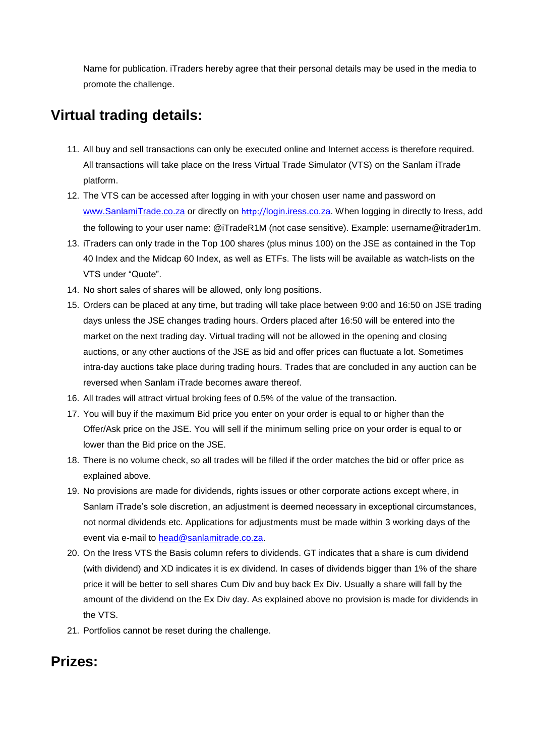Name for publication. iTraders hereby agree that their personal details may be used in the media to promote the challenge.

## Virtual trading details:

11. All buy and sell transactions can only be executed online and Internet access is therefore required. All transactions will take place on the Iress Virtual Trade Simulator (VTS) on the Sanlam iTrade platform.
12. The VTS can be accessed after logging in with your chosen user name and password on [www.SanlamiTrade.co.za](www.SanlamiTrade.co.za) or directly on [http://login.iress.co.za](http://login.iress.co.za). When logging in directly to Iress, add the following to your user name: @iTradeR1M (not case sensitive). Example: username@itrader1m.
13. iTraders can only trade in the Top 100 shares (plus minus 100) on the JSE as contained in the Top 40 Index and the Midcap 60 Index, as well as ETFs. The lists will be available as watch-lists on the VTS under "Quote".
14. No short sales of shares will be allowed, only long positions.
15. Orders can be placed at any time, but trading will take place between 9:00 and 16:50 on JSE trading days unless the JSE changes trading hours. Orders placed after 16:50 will be entered into the market on the next trading day. Virtual trading will not be allowed in the opening and closing auctions, or any other auctions of the JSE as bid and offer prices can fluctuate a lot. Sometimes intra-day auctions take place during trading hours. Trades that are concluded in any auction can be reversed when Sanlam iTrade becomes aware thereof.
16. All trades will attract virtual broking fees of 0.5% of the value of the transaction.
17. You will buy if the maximum Bid price you enter on your order is equal to or higher than the Offer/Ask price on the JSE. You will sell if the minimum selling price on your order is equal to or lower than the Bid price on the JSE.
18. There is no volume check, so all trades will be filled if the order matches the bid or offer price as explained above.
19. No provisions are made for dividends, rights issues or other corporate actions except where, in Sanlam iTrade's sole discretion, an adjustment is deemed necessary in exceptional circumstances, not normal dividends etc. Applications for adjustments must be made within 3 working days of the event via e-mail to [head@sanlamitrade.co.za](mailto:head@sanlamitrade.co.za).
20. On the Iress VTS the Basis column refers to dividends. GT indicates that a share is cum dividend (with dividend) and XD indicates it is ex dividend. In cases of dividends bigger than 1% of the share price it will be better to sell shares Cum Div and buy back Ex Div. Usually a share will fall by the amount of the dividend on the Ex Div day. As explained above no provision is made for dividends in the VTS.
21. Portfolios cannot be reset during the challenge.

## Prizes: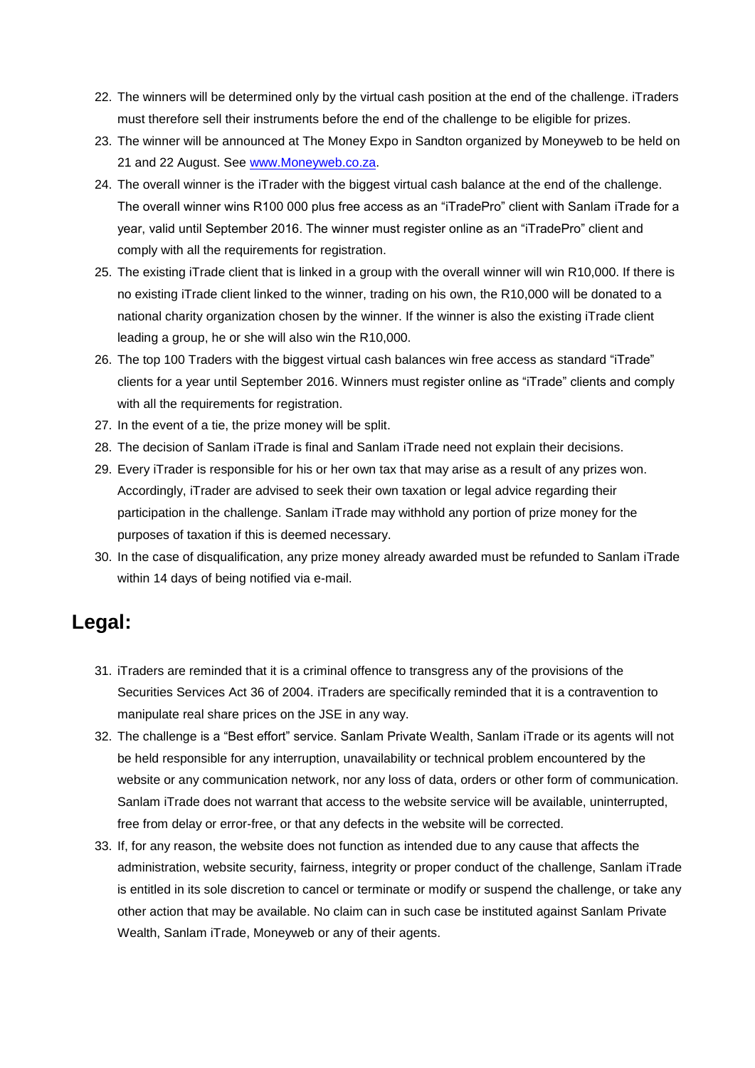22. The winners will be determined only by the virtual cash position at the end of the challenge. iTraders must therefore sell their instruments before the end of the challenge to be eligible for prizes.
23. The winner will be announced at The Money Expo in Sandton organized by Moneyweb to be held on 21 and 22 August. See [www.Moneyweb.co.za](http://www.Moneyweb.co.za).
24. The overall winner is the iTrader with the biggest virtual cash balance at the end of the challenge. The overall winner wins R100 000 plus free access as an "iTradePro" client with Sanlam iTrade for a year, valid until September 2016. The winner must register online as an "iTradePro" client and comply with all the requirements for registration.
25. The existing iTrade client that is linked in a group with the overall winner will win R10,000. If there is no existing iTrade client linked to the winner, trading on his own, the R10,000 will be donated to a national charity organization chosen by the winner. If the winner is also the existing iTrade client leading a group, he or she will also win the R10,000.
26. The top 100 Traders with the biggest virtual cash balances win free access as standard "iTrade" clients for a year until September 2016. Winners must register online as "iTrade" clients and comply with all the requirements for registration.
27. In the event of a tie, the prize money will be split.
28. The decision of Sanlam iTrade is final and Sanlam iTrade need not explain their decisions.
29. Every iTrader is responsible for his or her own tax that may arise as a result of any prizes won. Accordingly, iTrader are advised to seek their own taxation or legal advice regarding their participation in the challenge. Sanlam iTrade may withhold any portion of prize money for the purposes of taxation if this is deemed necessary.
30. In the case of disqualification, any prize money already awarded must be refunded to Sanlam iTrade within 14 days of being notified via e-mail.

## Legal:

31. iTraders are reminded that it is a criminal offence to transgress any of the provisions of the Securities Services Act 36 of 2004. iTraders are specifically reminded that it is a contravention to manipulate real share prices on the JSE in any way.
32. The challenge is a "Best effort" service. Sanlam Private Wealth, Sanlam iTrade or its agents will not be held responsible for any interruption, unavailability or technical problem encountered by the website or any communication network, nor any loss of data, orders or other form of communication. Sanlam iTrade does not warrant that access to the website service will be available, uninterrupted, free from delay or error-free, or that any defects in the website will be corrected.
33. If, for any reason, the website does not function as intended due to any cause that affects the administration, website security, fairness, integrity or proper conduct of the challenge, Sanlam iTrade is entitled in its sole discretion to cancel or terminate or modify or suspend the challenge, or take any other action that may be available. No claim can in such case be instituted against Sanlam Private Wealth, Sanlam iTrade, Moneyweb or any of their agents.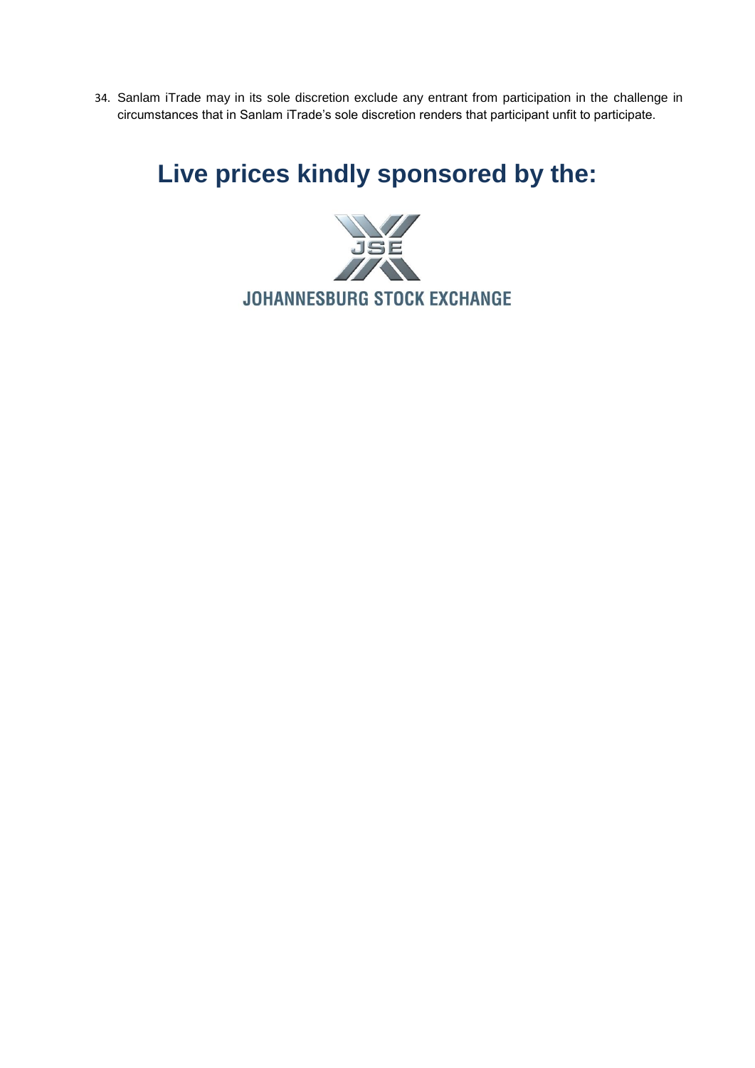34. Sanlam iTrade may in its sole discretion exclude any entrant from participation in the challenge in circumstances that in Sanlam iTrade's sole discretion renders that participant unfit to participate.

## Live prices kindly sponsored by the:

JSE

JOHANNESBURG STOCK EXCHANGE